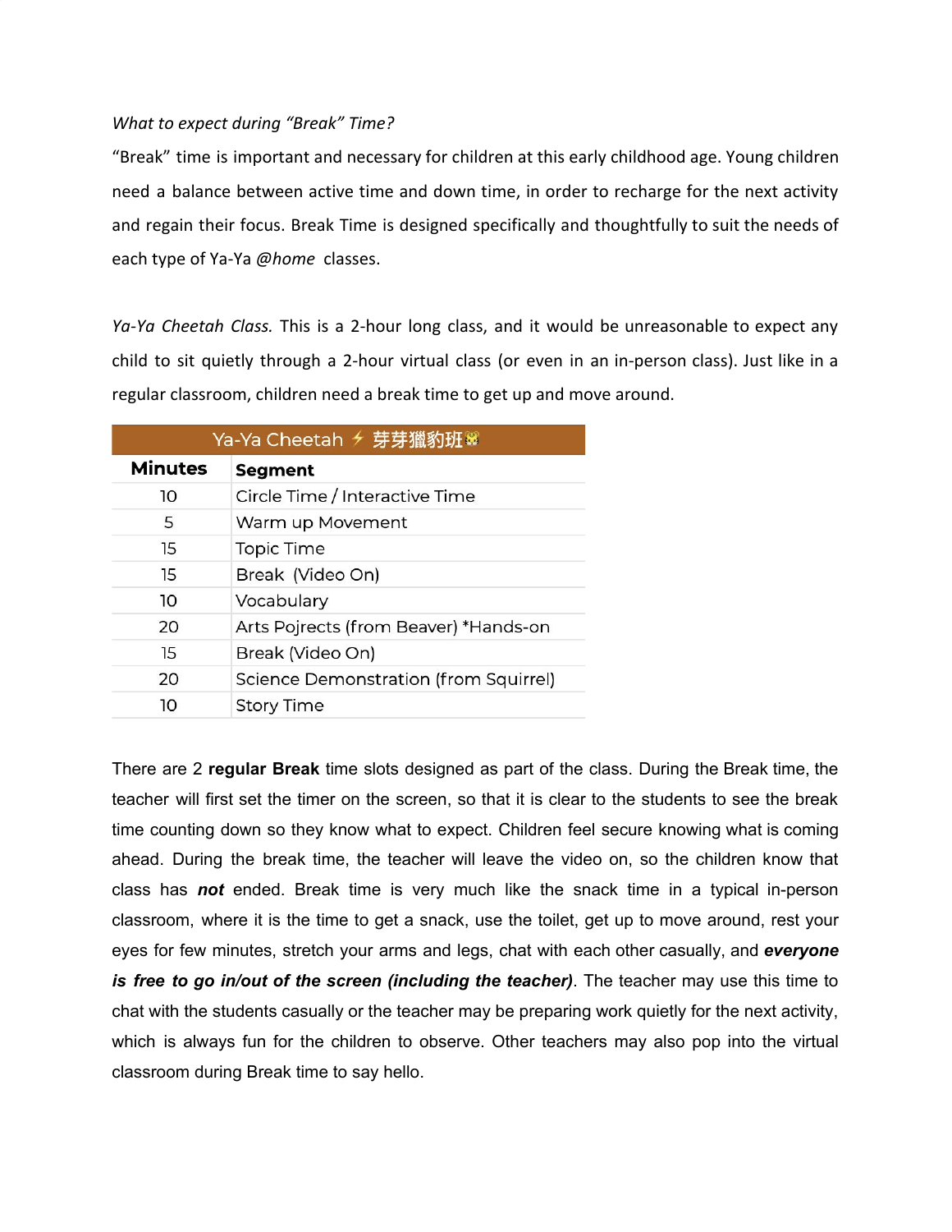*What to expect during "Break" Time?*

"Break" time is important and necessary for children at this early childhood age. Young children need a balance between active time and down time, in order to recharge for the next activity and regain their focus. Break Time is designed specifically and thoughtfully to suit the needs of each type of Ya-Ya *@home* classes.

*Ya-Ya Cheetah Class.* This is a 2-hour long class, and it would be unreasonable to expect any child to sit quietly through a 2-hour virtual class (or even in an in-person class). Just like in a regular classroom, children need a break time to get up and move around.

| Ya-Ya Cheetah ⚡ 芽芽獵豹班🐯 | |
|---|---|
| **Minutes** | **Segment** |
| 10 | Circle Time / Interactive Time |
| 5 | Warm up Movement |
| 15 | Topic Time |
| 15 | Break (Video On) |
| 10 | Vocabulary |
| 20 | Arts Pojrects (from Beaver) *Hands-on |
| 15 | Break (Video On) |
| 20 | Science Demonstration (from Squirrel) |
| 10 | Story Time |

There are 2 **regular Break** time slots designed as part of the class. During the Break time, the teacher will first set the timer on the screen, so that it is clear to the students to see the break time counting down so they know what to expect. Children feel secure knowing what is coming ahead. During the break time, the teacher will leave the video on, so the children know that class has ***not*** ended. Break time is very much like the snack time in a typical in-person classroom, where it is the time to get a snack, use the toilet, get up to move around, rest your eyes for few minutes, stretch your arms and legs, chat with each other casually, and ***everyone is free to go in/out of the screen (including the teacher)***. The teacher may use this time to chat with the students casually or the teacher may be preparing work quietly for the next activity, which is always fun for the children to observe. Other teachers may also pop into the virtual classroom during Break time to say hello.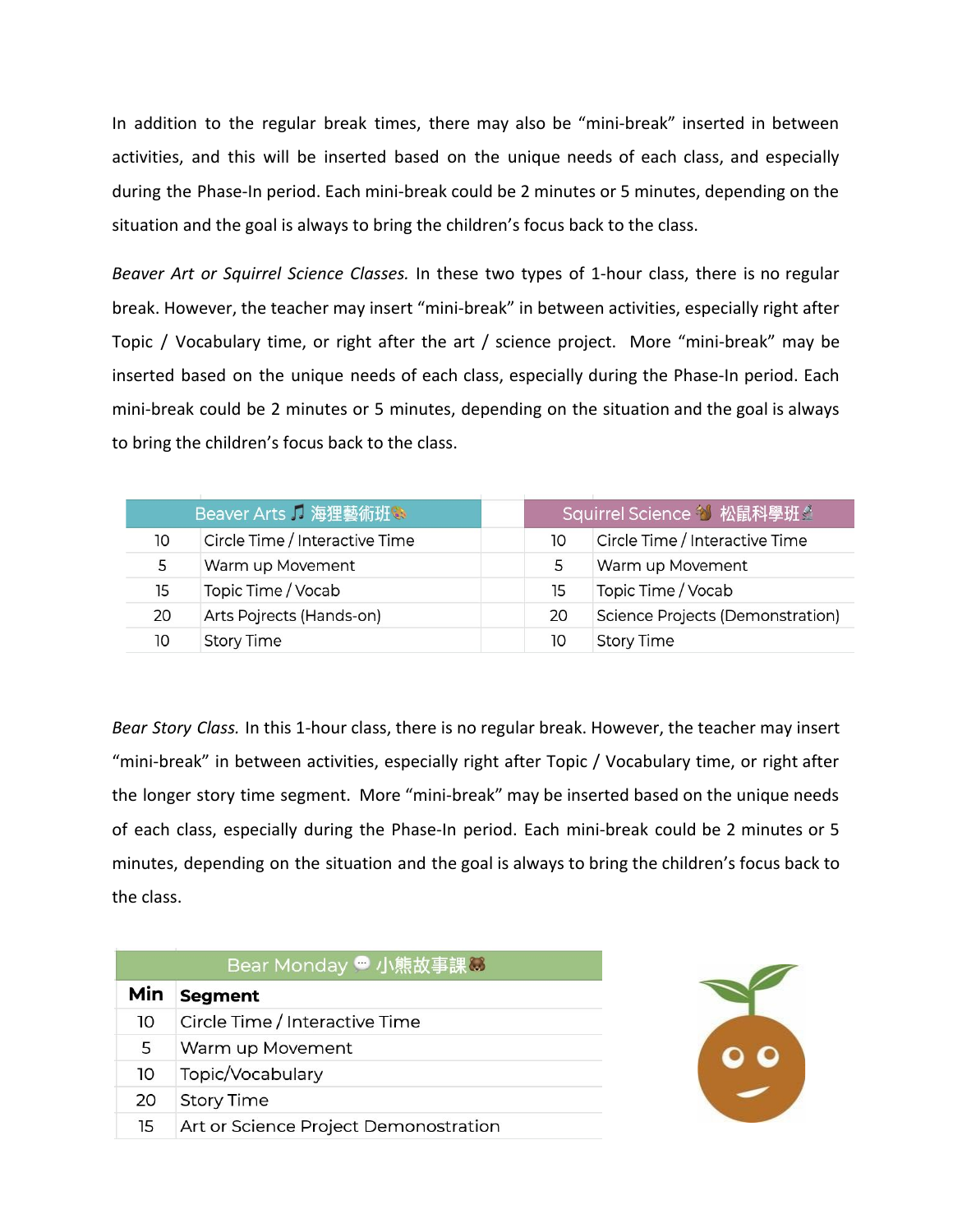In addition to the regular break times, there may also be "mini-break" inserted in between activities, and this will be inserted based on the unique needs of each class, and especially during the Phase-In period. Each mini-break could be 2 minutes or 5 minutes, depending on the situation and the goal is always to bring the children's focus back to the class.

*Beaver Art or Squirrel Science Classes.* In these two types of 1-hour class, there is no regular break. However, the teacher may insert "mini-break" in between activities, especially right after Topic / Vocabulary time, or right after the art / science project. More "mini-break" may be inserted based on the unique needs of each class, especially during the Phase-In period. Each mini-break could be 2 minutes or 5 minutes, depending on the situation and the goal is always to bring the children's focus back to the class.

| Beaver Arts 🎵 海狸藝術班🎨 | |
|---|---|
| 10 | Circle Time / Interactive Time |
| 5 | Warm up Movement |
| 15 | Topic Time / Vocab |
| 20 | Arts Pojrects (Hands-on) |
| 10 | Story Time |

| Squirrel Science 🐿 松鼠科學班🔬 | |
|---|---|
| 10 | Circle Time / Interactive Time |
| 5 | Warm up Movement |
| 15 | Topic Time / Vocab |
| 20 | Science Projects (Demonstration) |
| 10 | Story Time |

*Bear Story Class.* In this 1-hour class, there is no regular break. However, the teacher may insert "mini-break" in between activities, especially right after Topic / Vocabulary time, or right after the longer story time segment. More "mini-break" may be inserted based on the unique needs of each class, especially during the Phase-In period. Each mini-break could be 2 minutes or 5 minutes, depending on the situation and the goal is always to bring the children's focus back to the class.

| Bear Monday 💬 小熊故事課🐻 | |
|---|---|
| **Min** | **Segment** |
| 10 | Circle Time / Interactive Time |
| 5 | Warm up Movement |
| 10 | Topic/Vocabulary |
| 20 | Story Time |
| 15 | Art or Science Project Demonostration |